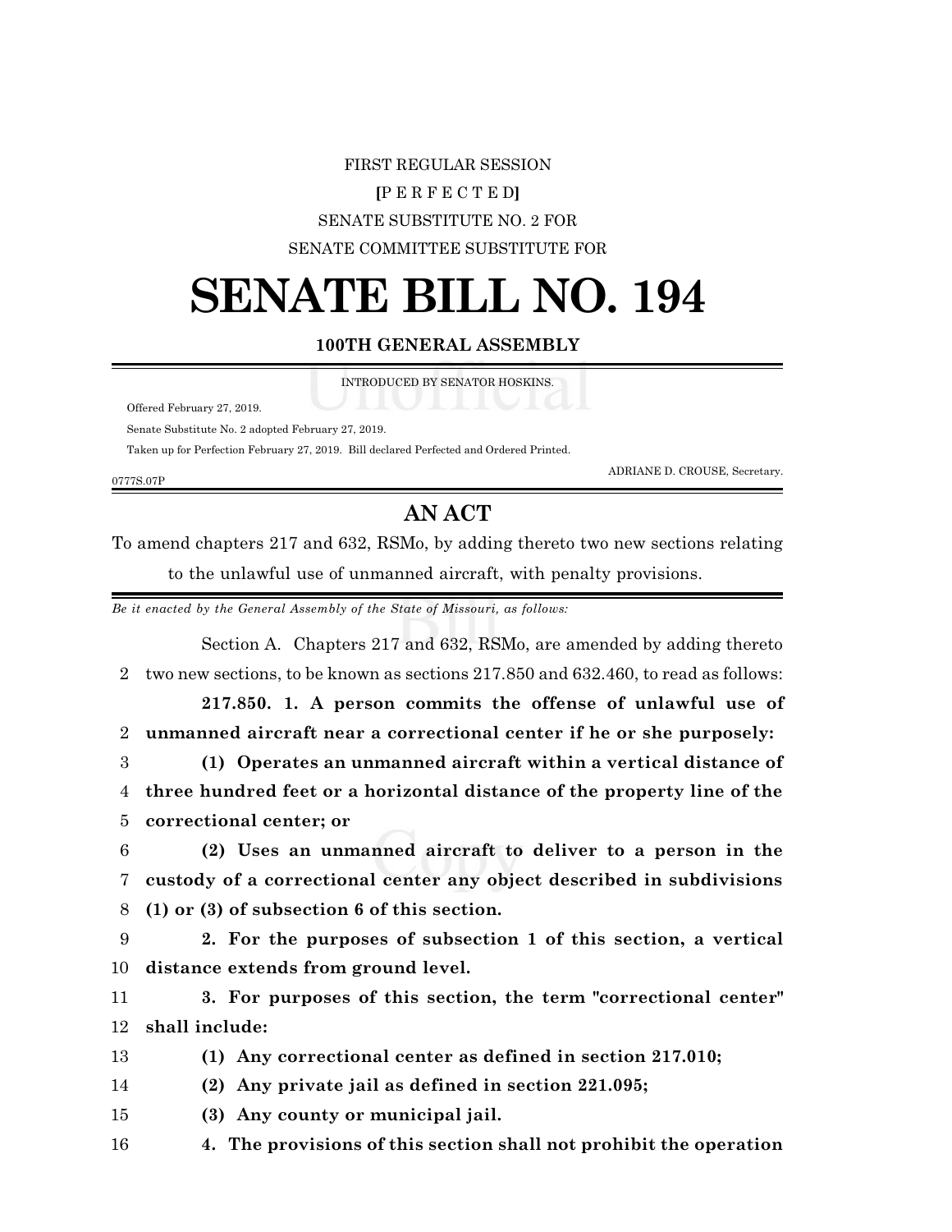FIRST REGULAR SESSION

[P E R F E C T E D]

SENATE SUBSTITUTE NO. 2 FOR

SENATE COMMITTEE SUBSTITUTE FOR

# SENATE BILL NO. 194

**100TH GENERAL ASSEMBLY**

INTRODUCED BY SENATOR HOSKINS.

Offered February 27, 2019.

Senate Substitute No. 2 adopted February 27, 2019.

Taken up for Perfection February 27, 2019. Bill declared Perfected and Ordered Printed.

ADRIANE D. CROUSE, Secretary.

0777S.07P

## AN ACT

To amend chapters 217 and 632, RSMo, by adding thereto two new sections relating to the unlawful use of unmanned aircraft, with penalty provisions.

*Be it enacted by the General Assembly of the State of Missouri, as follows:*

Section A. Chapters 217 and 632, RSMo, are amended by adding thereto
2 two new sections, to be known as sections 217.850 and 632.460, to read as follows:

**217.850. 1. A person commits the offense of unlawful use of**
2 **unmanned aircraft near a correctional center if he or she purposely:**
3 **(1) Operates an unmanned aircraft within a vertical distance of**
4 **three hundred feet or a horizontal distance of the property line of the**
5 **correctional center; or**
6 **(2) Uses an unmanned aircraft to deliver to a person in the**
7 **custody of a correctional center any object described in subdivisions**
8 **(1) or (3) of subsection 6 of this section.**
9 **2. For the purposes of subsection 1 of this section, a vertical**
10 **distance extends from ground level.**
11 **3. For purposes of this section, the term "correctional center"**
12 **shall include:**
13 **(1) Any correctional center as defined in section 217.010;**
14 **(2) Any private jail as defined in section 221.095;**
15 **(3) Any county or municipal jail.**
16 **4. The provisions of this section shall not prohibit the operation**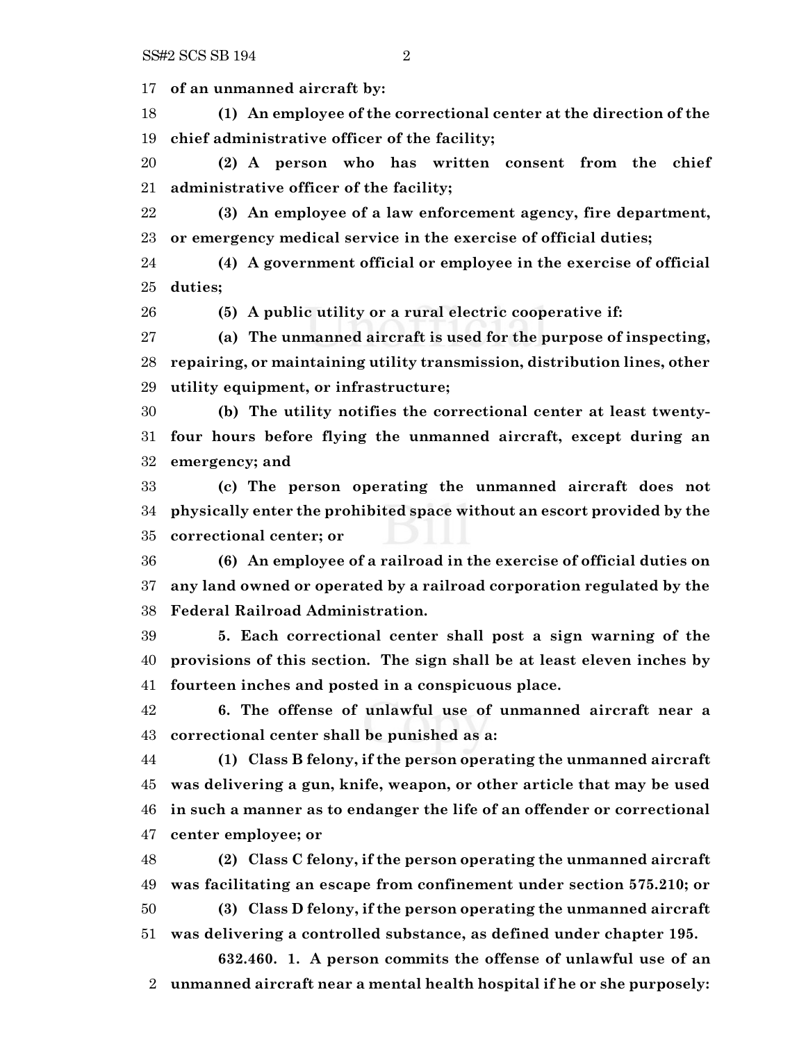**of an unmanned aircraft by:**

**(1) An employee of the correctional center at the direction of the chief administrative officer of the facility;**

**(2) A person who has written consent from the chief administrative officer of the facility;**

**(3) An employee of a law enforcement agency, fire department, or emergency medical service in the exercise of official duties;**

**(4) A government official or employee in the exercise of official duties;**

**(5) A public utility or a rural electric cooperative if:**

**(a) The unmanned aircraft is used for the purpose of inspecting, repairing, or maintaining utility transmission, distribution lines, other utility equipment, or infrastructure;**

**(b) The utility notifies the correctional center at least twenty-four hours before flying the unmanned aircraft, except during an emergency; and**

**(c) The person operating the unmanned aircraft does not physically enter the prohibited space without an escort provided by the correctional center; or**

**(6) An employee of a railroad in the exercise of official duties on any land owned or operated by a railroad corporation regulated by the Federal Railroad Administration.**

**5. Each correctional center shall post a sign warning of the provisions of this section. The sign shall be at least eleven inches by fourteen inches and posted in a conspicuous place.**

**6. The offense of unlawful use of unmanned aircraft near a correctional center shall be punished as a:**

**(1) Class B felony, if the person operating the unmanned aircraft was delivering a gun, knife, weapon, or other article that may be used in such a manner as to endanger the life of an offender or correctional center employee; or**

**(2) Class C felony, if the person operating the unmanned aircraft was facilitating an escape from confinement under section 575.210; or**

**(3) Class D felony, if the person operating the unmanned aircraft was delivering a controlled substance, as defined under chapter 195.**

**632.460. 1. A person commits the offense of unlawful use of an unmanned aircraft near a mental health hospital if he or she purposely:**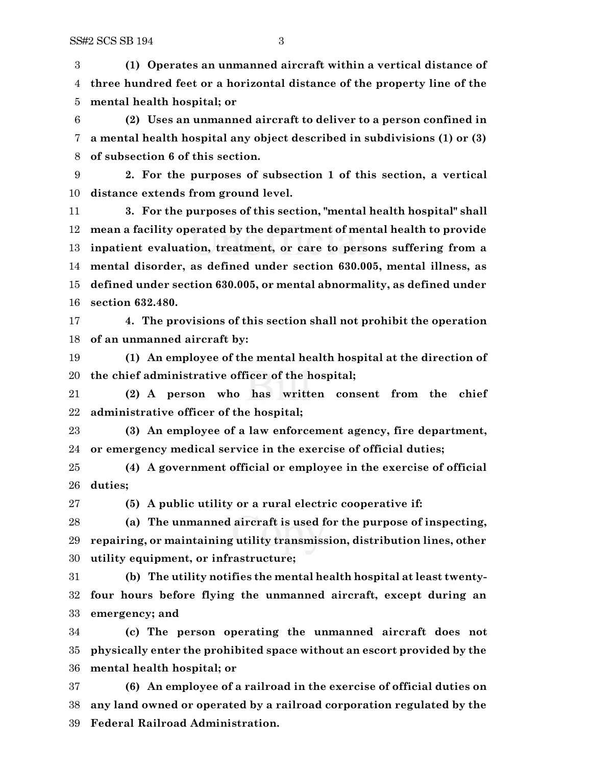**(1) Operates an unmanned aircraft within a vertical distance of three hundred feet or a horizontal distance of the property line of the mental health hospital; or**

**(2) Uses an unmanned aircraft to deliver to a person confined in a mental health hospital any object described in subdivisions (1) or (3) of subsection 6 of this section.**

**2. For the purposes of subsection 1 of this section, a vertical distance extends from ground level.**

**3. For the purposes of this section, "mental health hospital" shall mean a facility operated by the department of mental health to provide inpatient evaluation, treatment, or care to persons suffering from a mental disorder, as defined under section 630.005, mental illness, as defined under section 630.005, or mental abnormality, as defined under section 632.480.**

**4. The provisions of this section shall not prohibit the operation of an unmanned aircraft by:**

**(1) An employee of the mental health hospital at the direction of the chief administrative officer of the hospital;**

**(2) A person who has written consent from the chief administrative officer of the hospital;**

**(3) An employee of a law enforcement agency, fire department, or emergency medical service in the exercise of official duties;**

**(4) A government official or employee in the exercise of official duties;**

**(5) A public utility or a rural electric cooperative if:**

**(a) The unmanned aircraft is used for the purpose of inspecting, repairing, or maintaining utility transmission, distribution lines, other utility equipment, or infrastructure;**

**(b) The utility notifies the mental health hospital at least twenty-four hours before flying the unmanned aircraft, except during an emergency; and**

**(c) The person operating the unmanned aircraft does not physically enter the prohibited space without an escort provided by the mental health hospital; or**

**(6) An employee of a railroad in the exercise of official duties on any land owned or operated by a railroad corporation regulated by the Federal Railroad Administration.**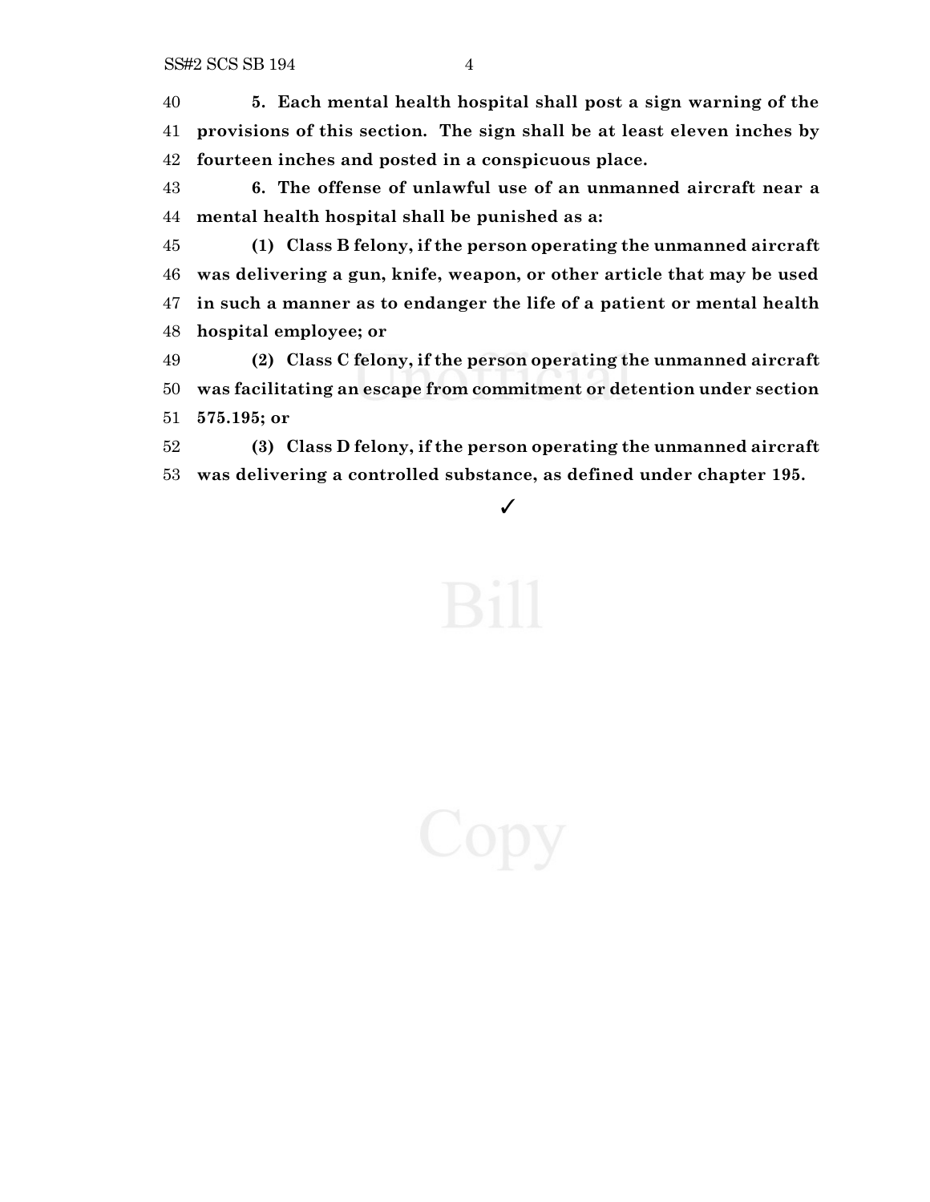**5. Each mental health hospital shall post a sign warning of the provisions of this section. The sign shall be at least eleven inches by fourteen inches and posted in a conspicuous place.**

**6. The offense of unlawful use of an unmanned aircraft near a mental health hospital shall be punished as a:**

**(1) Class B felony, if the person operating the unmanned aircraft was delivering a gun, knife, weapon, or other article that may be used in such a manner as to endanger the life of a patient or mental health hospital employee; or**

**(2) Class C felony, if the person operating the unmanned aircraft was facilitating an escape from commitment or detention under section 575.195; or**

**(3) Class D felony, if the person operating the unmanned aircraft was delivering a controlled substance, as defined under chapter 195.**

✓